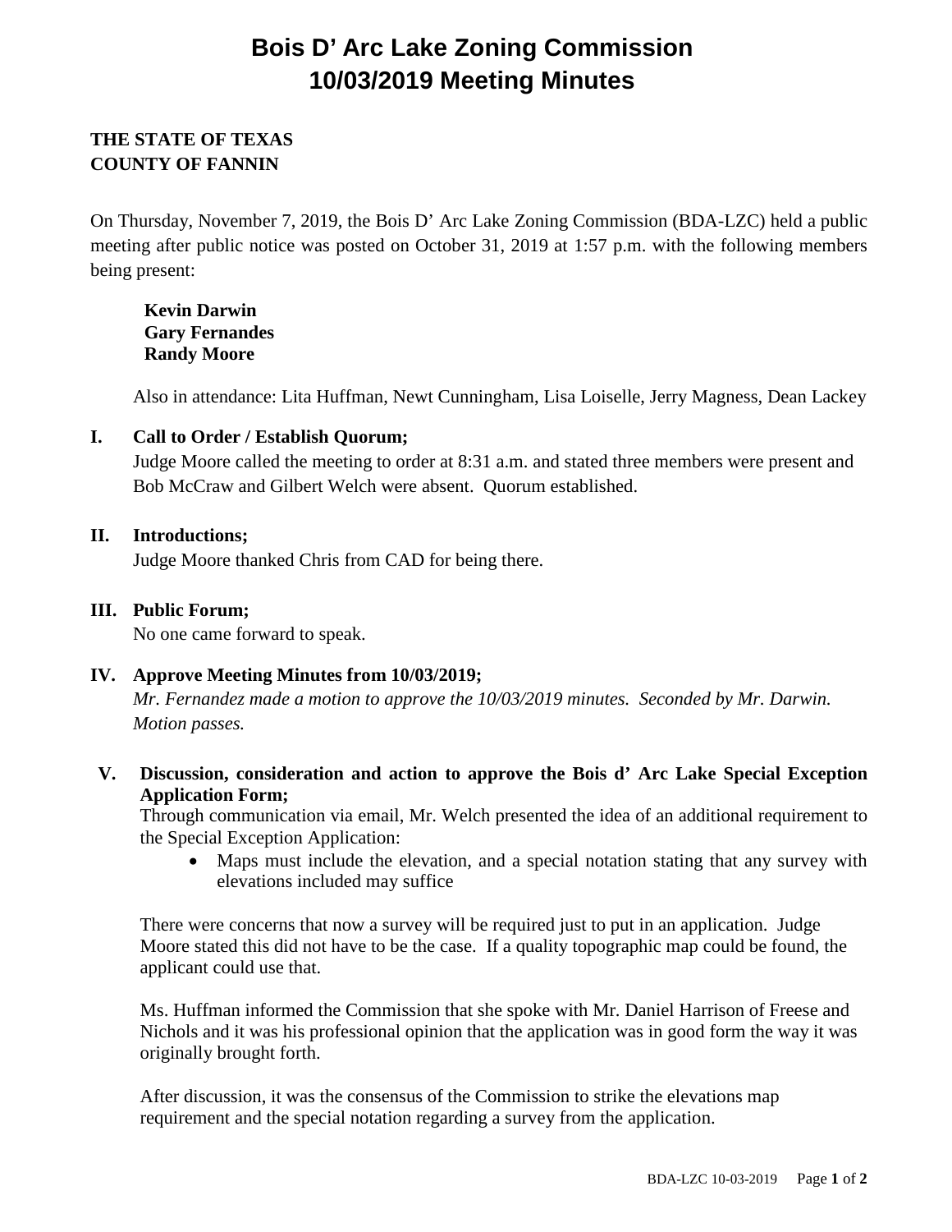# Bois D' Arc Lake Zoning Commission
# 10/03/2019 Meeting Minutes

**THE STATE OF TEXAS**
**COUNTY OF FANNIN**

On Thursday, November 7, 2019, the Bois D' Arc Lake Zoning Commission (BDA-LZC) held a public meeting after public notice was posted on October 31, 2019 at 1:57 p.m. with the following members being present:

**Kevin Darwin**
**Gary Fernandes**
**Randy Moore**

Also in attendance: Lita Huffman, Newt Cunningham, Lisa Loiselle, Jerry Magness, Dean Lackey

**I. Call to Order / Establish Quorum;**

Judge Moore called the meeting to order at 8:31 a.m. and stated three members were present and Bob McCraw and Gilbert Welch were absent. Quorum established.

**II. Introductions;**

Judge Moore thanked Chris from CAD for being there.

**III. Public Forum;**

No one came forward to speak.

**IV. Approve Meeting Minutes from 10/03/2019;**

*Mr. Fernandez made a motion to approve the 10/03/2019 minutes. Seconded by Mr. Darwin. Motion passes.*

**V. Discussion, consideration and action to approve the Bois d' Arc Lake Special Exception Application Form;**

Through communication via email, Mr. Welch presented the idea of an additional requirement to the Special Exception Application:

- Maps must include the elevation, and a special notation stating that any survey with elevations included may suffice

There were concerns that now a survey will be required just to put in an application. Judge Moore stated this did not have to be the case. If a quality topographic map could be found, the applicant could use that.

Ms. Huffman informed the Commission that she spoke with Mr. Daniel Harrison of Freese and Nichols and it was his professional opinion that the application was in good form the way it was originally brought forth.

After discussion, it was the consensus of the Commission to strike the elevations map requirement and the special notation regarding a survey from the application.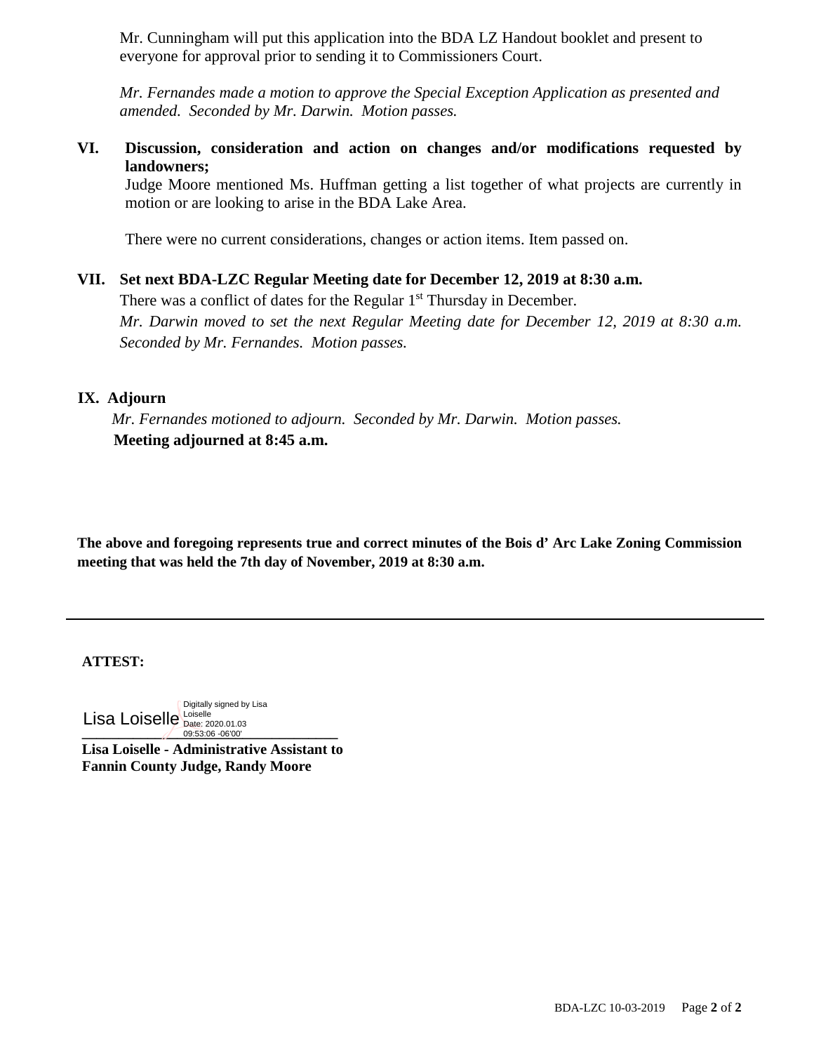Mr. Cunningham will put this application into the BDA LZ Handout booklet and present to everyone for approval prior to sending it to Commissioners Court.

*Mr. Fernandes made a motion to approve the Special Exception Application as presented and amended. Seconded by Mr. Darwin. Motion passes.*

## VI. Discussion, consideration and action on changes and/or modifications requested by landowners;

Judge Moore mentioned Ms. Huffman getting a list together of what projects are currently in motion or are looking to arise in the BDA Lake Area.

There were no current considerations, changes or action items. Item passed on.

## VII. Set next BDA-LZC Regular Meeting date for December 12, 2019 at 8:30 a.m.

There was a conflict of dates for the Regular 1st Thursday in December.

*Mr. Darwin moved to set the next Regular Meeting date for December 12, 2019 at 8:30 a.m. Seconded by Mr. Fernandes. Motion passes.*

## IX. Adjourn

*Mr. Fernandes motioned to adjourn. Seconded by Mr. Darwin. Motion passes.*

**Meeting adjourned at 8:45 a.m.**

**The above and foregoing represents true and correct minutes of the Bois d' Arc Lake Zoning Commission meeting that was held the 7th day of November, 2019 at 8:30 a.m.**

---

**ATTEST:**

Lisa Loiselle Digitally signed by Lisa Loiselle Date: 2020.01.03 09:53:06 -06'00'

**Lisa Loiselle - Administrative Assistant to Fannin County Judge, Randy Moore**